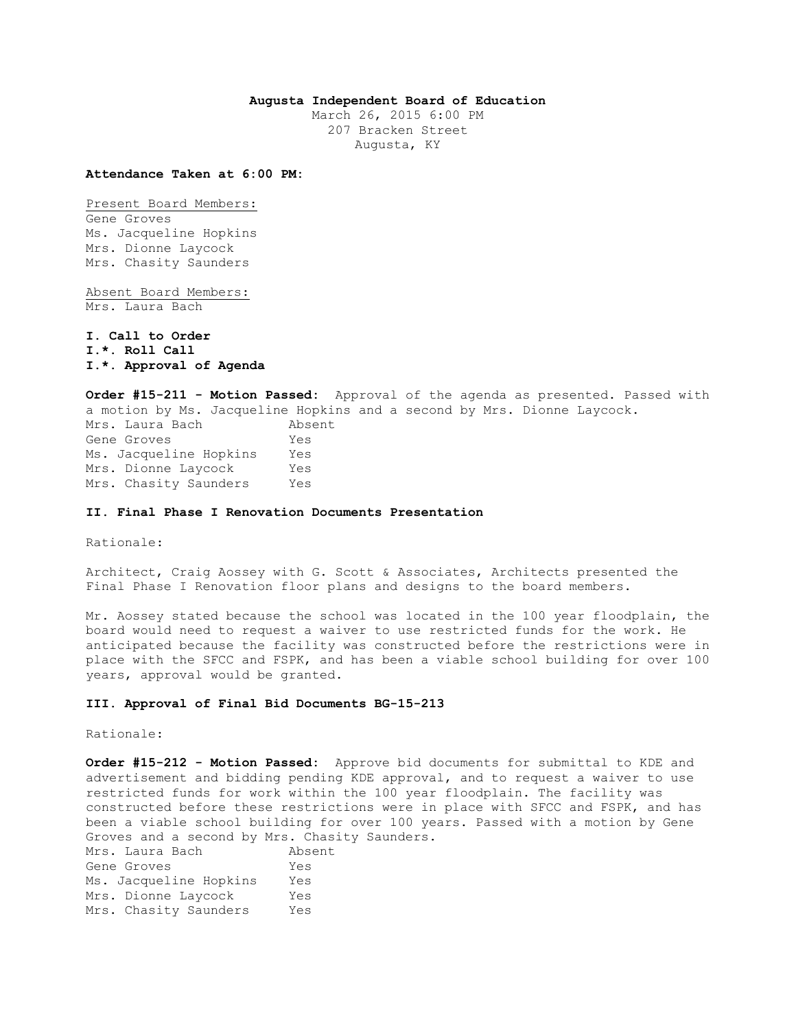**Augusta Independent Board of Education**

March 26, 2015 6:00 PM
207 Bracken Street
Augusta, KY

**Attendance Taken at 6:00 PM:**

Present Board Members:
Gene Groves
Ms. Jacqueline Hopkins
Mrs. Dionne Laycock
Mrs. Chasity Saunders

Absent Board Members:
Mrs. Laura Bach

**I. Call to Order**
**I.*. Roll Call**
**I.*. Approval of Agenda**

**Order #15-211 - Motion Passed:** Approval of the agenda as presented. Passed with a motion by Ms. Jacqueline Hopkins and a second by Mrs. Dionne Laycock.

| | |
|---|---|
| Mrs. Laura Bach | Absent |
| Gene Groves | Yes |
| Ms. Jacqueline Hopkins | Yes |
| Mrs. Dionne Laycock | Yes |
| Mrs. Chasity Saunders | Yes |

**II. Final Phase I Renovation Documents Presentation**

Rationale:

Architect, Craig Aossey with G. Scott & Associates, Architects presented the Final Phase I Renovation floor plans and designs to the board members.

Mr. Aossey stated because the school was located in the 100 year floodplain, the board would need to request a waiver to use restricted funds for the work. He anticipated because the facility was constructed before the restrictions were in place with the SFCC and FSPK, and has been a viable school building for over 100 years, approval would be granted.

**III. Approval of Final Bid Documents BG-15-213**

Rationale:

**Order #15-212 - Motion Passed:** Approve bid documents for submittal to KDE and advertisement and bidding pending KDE approval, and to request a waiver to use restricted funds for work within the 100 year floodplain. The facility was constructed before these restrictions were in place with SFCC and FSPK, and has been a viable school building for over 100 years. Passed with a motion by Gene Groves and a second by Mrs. Chasity Saunders.

| | |
|---|---|
| Mrs. Laura Bach | Absent |
| Gene Groves | Yes |
| Ms. Jacqueline Hopkins | Yes |
| Mrs. Dionne Laycock | Yes |
| Mrs. Chasity Saunders | Yes |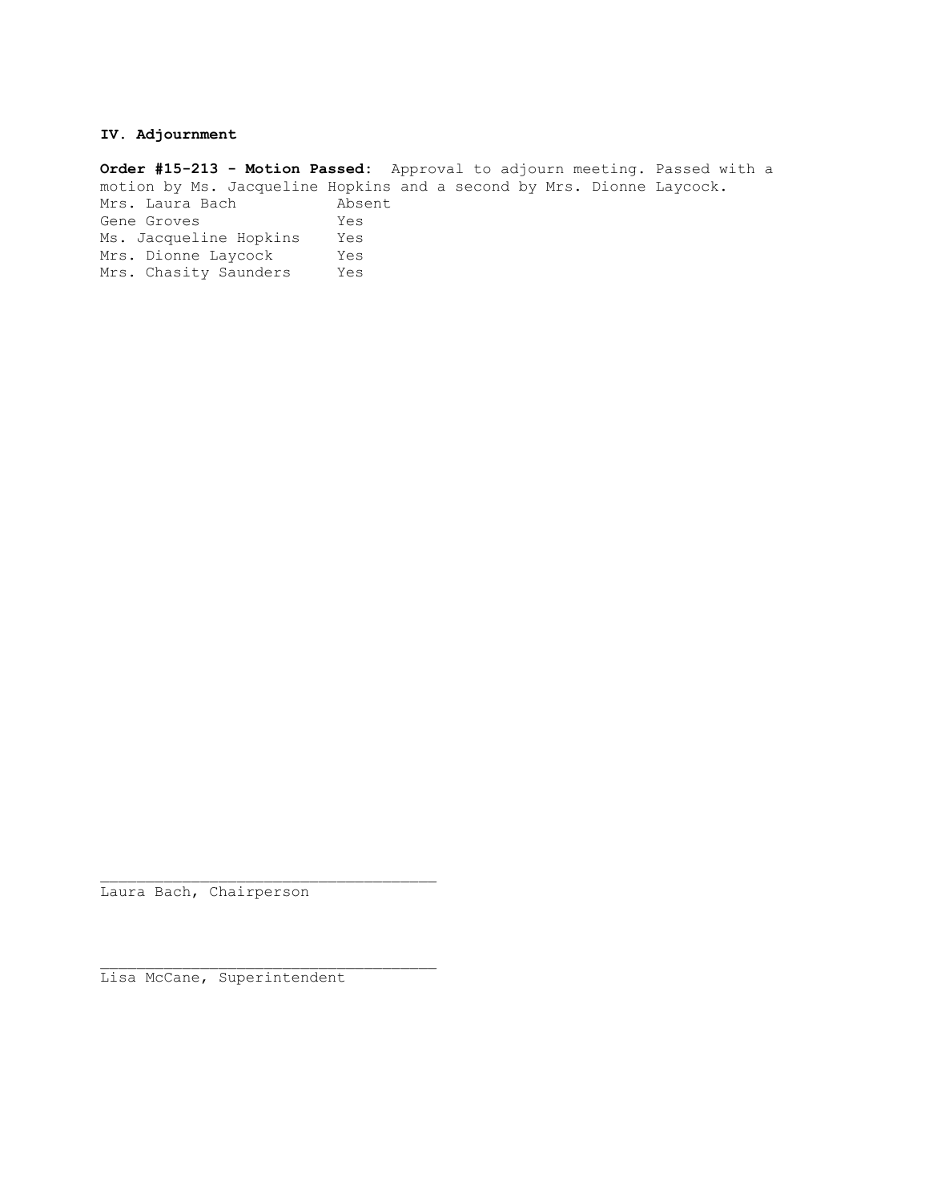### IV. Adjournment

**Order #15-213 - Motion Passed:** Approval to adjourn meeting. Passed with a motion by Ms. Jacqueline Hopkins and a second by Mrs. Dionne Laycock.

| | |
|---|---|
| Mrs. Laura Bach | Absent |
| Gene Groves | Yes |
| Ms. Jacqueline Hopkins | Yes |
| Mrs. Dionne Laycock | Yes |
| Mrs. Chasity Saunders | Yes |

_____________________________________
Laura Bach, Chairperson

_____________________________________
Lisa McCane, Superintendent